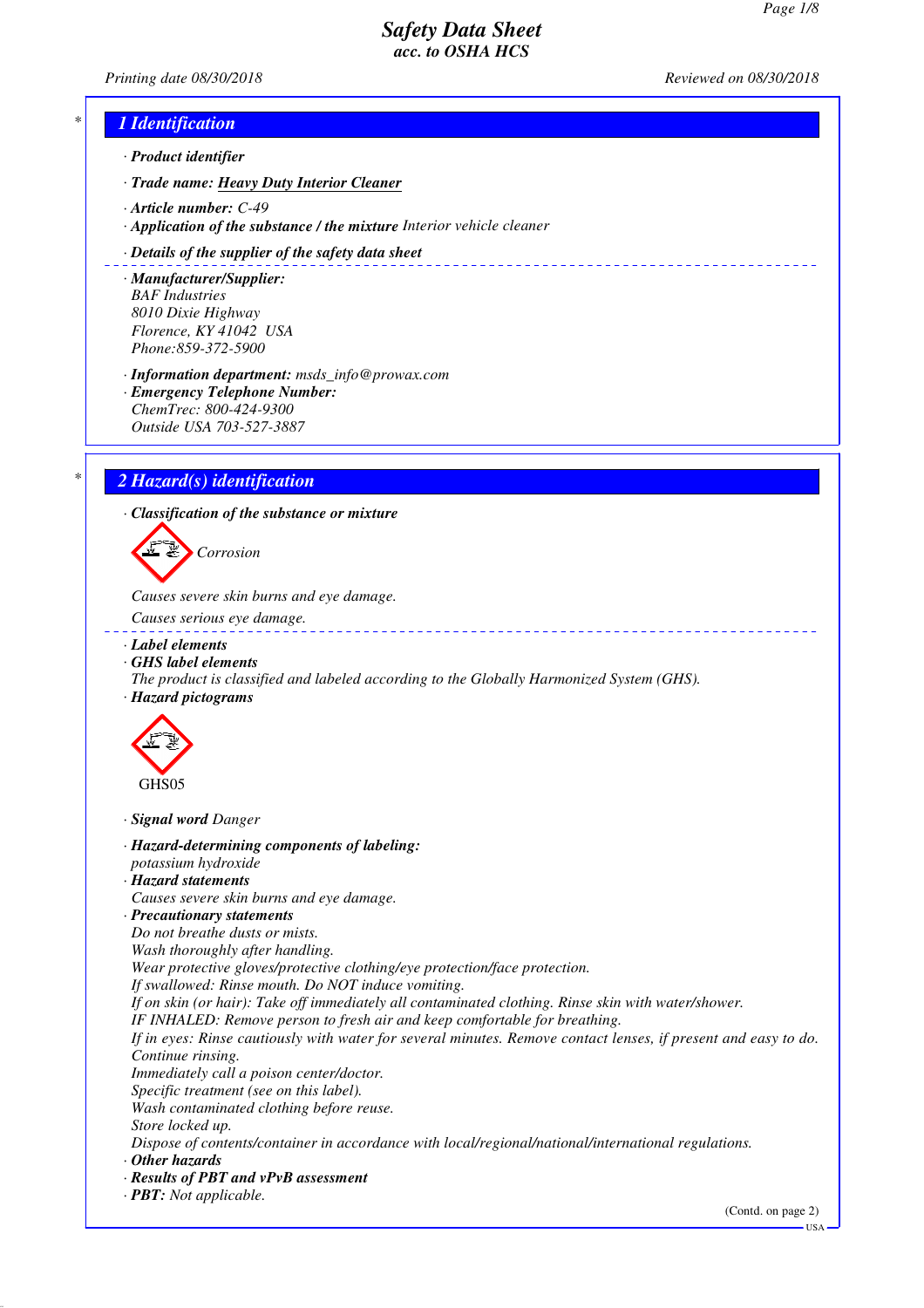# Safety Data Sheet
### acc. to OSHA HCS

*Printing date 08/30/2018* *Reviewed on 08/30/2018*

## 1 Identification

· **Product identifier**

· **Trade name:** **Heavy Duty Interior Cleaner**

· **Article number:** C-49

· **Application of the substance / the mixture** Interior vehicle cleaner

· **Details of the supplier of the safety data sheet**

· **Manufacturer/Supplier:**
BAF Industries
8010 Dixie Highway
Florence, KY 41042 USA
Phone:859-372-5900

· **Information department:** msds_info@prowax.com

· **Emergency Telephone Number:**
ChemTrec: 800-424-9300
Outside USA 703-527-3887

## 2 Hazard(s) identification

· **Classification of the substance or mixture**

Corrosion

Causes severe skin burns and eye damage.

Causes serious eye damage.

· **Label elements**

· **GHS label elements**
The product is classified and labeled according to the Globally Harmonized System (GHS).

· **Hazard pictograms**

GHS05

· **Signal word** Danger

· **Hazard-determining components of labeling:**
potassium hydroxide

· **Hazard statements**
Causes severe skin burns and eye damage.

· **Precautionary statements**
Do not breathe dusts or mists.
Wash thoroughly after handling.
Wear protective gloves/protective clothing/eye protection/face protection.
If swallowed: Rinse mouth. Do NOT induce vomiting.
If on skin (or hair): Take off immediately all contaminated clothing. Rinse skin with water/shower.
IF INHALED: Remove person to fresh air and keep comfortable for breathing.
If in eyes: Rinse cautiously with water for several minutes. Remove contact lenses, if present and easy to do. Continue rinsing.
Immediately call a poison center/doctor.
Specific treatment (see on this label).
Wash contaminated clothing before reuse.
Store locked up.
Dispose of contents/container in accordance with local/regional/national/international regulations.

· **Other hazards**

· **Results of PBT and vPvB assessment**

· **PBT:** Not applicable.

(Contd. on page 2)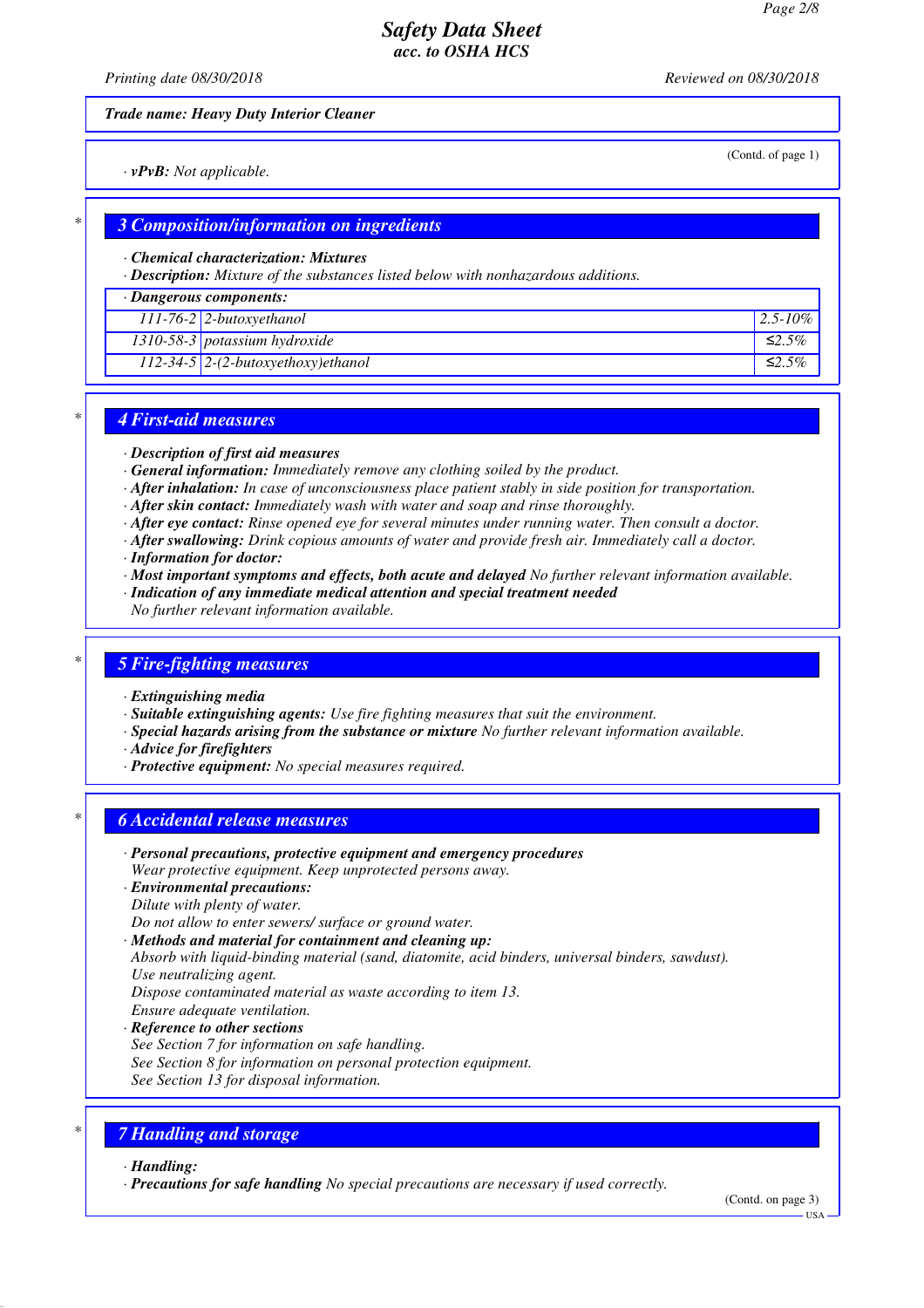**Trade name: Heavy Duty Interior Cleaner**

(Contd. of page 1)

· **vPvB:** Not applicable.

## 3 Composition/information on ingredients

· **Chemical characterization: Mixtures**
· **Description:** Mixture of the substances listed below with nonhazardous additions.

| · Dangerous components: | | |
|---|---|---|
| 111-76-2 | 2-butoxyethanol | 2.5-10% |
| 1310-58-3 | potassium hydroxide | ≤2.5% |
| 112-34-5 | 2-(2-butoxyethoxy)ethanol | ≤2.5% |

## 4 First-aid measures

· **Description of first aid measures**
· **General information:** Immediately remove any clothing soiled by the product.
· **After inhalation:** In case of unconsciousness place patient stably in side position for transportation.
· **After skin contact:** Immediately wash with water and soap and rinse thoroughly.
· **After eye contact:** Rinse opened eye for several minutes under running water. Then consult a doctor.
· **After swallowing:** Drink copious amounts of water and provide fresh air. Immediately call a doctor.
· **Information for doctor:**
· **Most important symptoms and effects, both acute and delayed** No further relevant information available.
· **Indication of any immediate medical attention and special treatment needed**
No further relevant information available.

## 5 Fire-fighting measures

· **Extinguishing media**
· **Suitable extinguishing agents:** Use fire fighting measures that suit the environment.
· **Special hazards arising from the substance or mixture** No further relevant information available.
· **Advice for firefighters**
· **Protective equipment:** No special measures required.

## 6 Accidental release measures

· **Personal precautions, protective equipment and emergency procedures**
Wear protective equipment. Keep unprotected persons away.
· **Environmental precautions:**
Dilute with plenty of water.
Do not allow to enter sewers/ surface or ground water.
· **Methods and material for containment and cleaning up:**
Absorb with liquid-binding material (sand, diatomite, acid binders, universal binders, sawdust).
Use neutralizing agent.
Dispose contaminated material as waste according to item 13.
Ensure adequate ventilation.
· **Reference to other sections**
See Section 7 for information on safe handling.
See Section 8 for information on personal protection equipment.
See Section 13 for disposal information.

## 7 Handling and storage

· **Handling:**
· **Precautions for safe handling** No special precautions are necessary if used correctly.

(Contd. on page 3)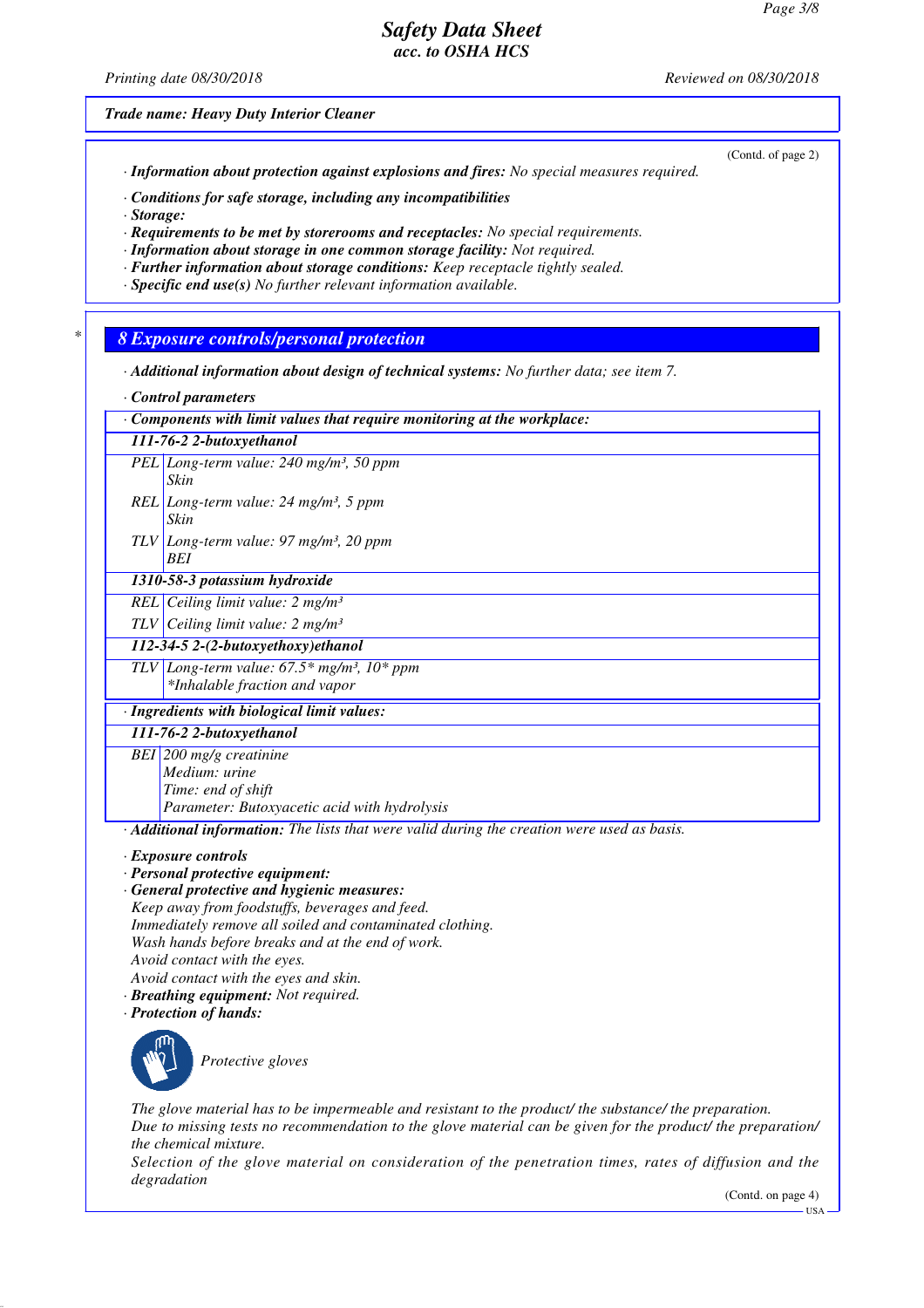Trade name: Heavy Duty Interior Cleaner

(Contd. of page 2)

· **Information about protection against explosions and fires:** No special measures required.

· **Conditions for safe storage, including any incompatibilities**
· **Storage:**
· **Requirements to be met by storerooms and receptacles:** No special requirements.
· **Information about storage in one common storage facility:** Not required.
· **Further information about storage conditions:** Keep receptacle tightly sealed.
· **Specific end use(s)** No further relevant information available.

## 8 Exposure controls/personal protection

· **Additional information about design of technical systems:** No further data; see item 7.

· **Control parameters**

· **Components with limit values that require monitoring at the workplace:**

| | |
|---|---|
| **111-76-2 2-butoxyethanol** | |
| PEL | Long-term value: 240 mg/m³, 50 ppm<br>Skin |
| REL | Long-term value: 24 mg/m³, 5 ppm<br>Skin |
| TLV | Long-term value: 97 mg/m³, 20 ppm<br>BEI |
| **1310-58-3 potassium hydroxide** | |
| REL | Ceiling limit value: 2 mg/m³ |
| TLV | Ceiling limit value: 2 mg/m³ |
| **112-34-5 2-(2-butoxyethoxy)ethanol** | |
| TLV | Long-term value: 67.5* mg/m³, 10* ppm<br>*Inhalable fraction and vapor |

· **Ingredients with biological limit values:**

| | |
|---|---|
| **111-76-2 2-butoxyethanol** | |
| BEI | 200 mg/g creatinine<br>Medium: urine<br>Time: end of shift<br>Parameter: Butoxyacetic acid with hydrolysis |

· **Additional information:** The lists that were valid during the creation were used as basis.

· **Exposure controls**
· **Personal protective equipment:**
· **General protective and hygienic measures:**
Keep away from foodstuffs, beverages and feed.
Immediately remove all soiled and contaminated clothing.
Wash hands before breaks and at the end of work.
Avoid contact with the eyes.
Avoid contact with the eyes and skin.
· **Breathing equipment:** Not required.
· **Protection of hands:**

Protective gloves

The glove material has to be impermeable and resistant to the product/ the substance/ the preparation.
Due to missing tests no recommendation to the glove material can be given for the product/ the preparation/ the chemical mixture.
Selection of the glove material on consideration of the penetration times, rates of diffusion and the degradation

(Contd. on page 4)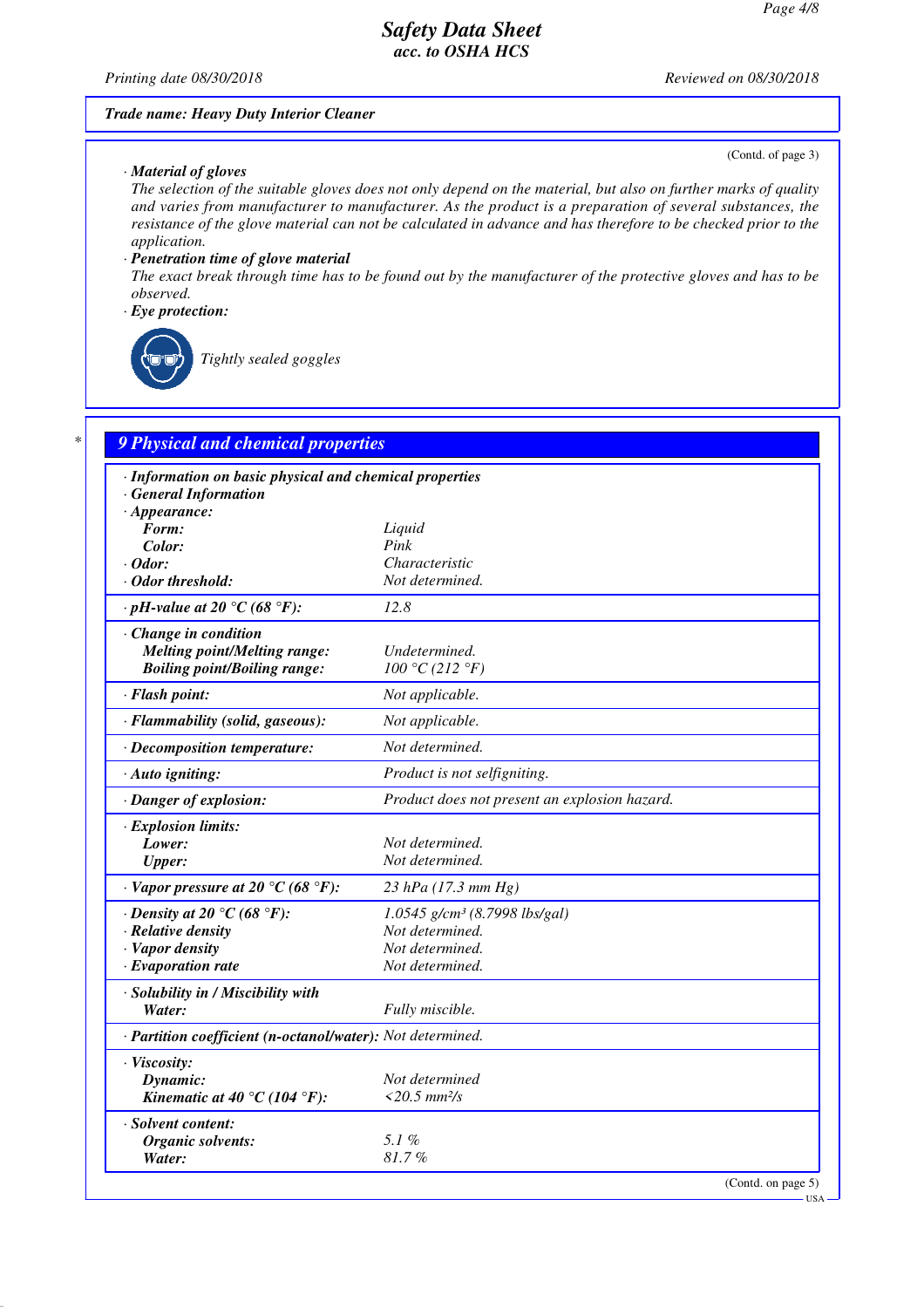**Trade name: Heavy Duty Interior Cleaner**

(Contd. of page 3)

· **Material of gloves**

The selection of the suitable gloves does not only depend on the material, but also on further marks of quality and varies from manufacturer to manufacturer. As the product is a preparation of several substances, the resistance of the glove material can not be calculated in advance and has therefore to be checked prior to the application.

· **Penetration time of glove material**

The exact break through time has to be found out by the manufacturer of the protective gloves and has to be observed.

· **Eye protection:**

Tightly sealed goggles

## 9 Physical and chemical properties

| | |
|---|---|
| · **Information on basic physical and chemical properties** | |
| · **General Information** | |
| · **Appearance:** | |
| **Form:** | Liquid |
| **Color:** | Pink |
| · **Odor:** | Characteristic |
| · **Odor threshold:** | Not determined. |
| · **pH-value at 20 °C (68 °F):** | 12.8 |
| · **Change in condition** | |
| **Melting point/Melting range:** | Undetermined. |
| **Boiling point/Boiling range:** | 100 °C (212 °F) |
| · **Flash point:** | Not applicable. |
| · **Flammability (solid, gaseous):** | Not applicable. |
| · **Decomposition temperature:** | Not determined. |
| · **Auto igniting:** | Product is not selfigniting. |
| · **Danger of explosion:** | Product does not present an explosion hazard. |
| · **Explosion limits:** | |
| **Lower:** | Not determined. |
| **Upper:** | Not determined. |
| · **Vapor pressure at 20 °C (68 °F):** | 23 hPa (17.3 mm Hg) |
| · **Density at 20 °C (68 °F):** | 1.0545 g/cm³ (8.7998 lbs/gal) |
| · **Relative density** | Not determined. |
| · **Vapor density** | Not determined. |
| · **Evaporation rate** | Not determined. |
| · **Solubility in / Miscibility with** | |
| **Water:** | Fully miscible. |
| · **Partition coefficient (n-octanol/water):** | Not determined. |
| · **Viscosity:** | |
| **Dynamic:** | Not determined |
| **Kinematic at 40 °C (104 °F):** | <20.5 mm²/s |
| · **Solvent content:** | |
| **Organic solvents:** | 5.1 % |
| **Water:** | 81.7 % |

(Contd. on page 5)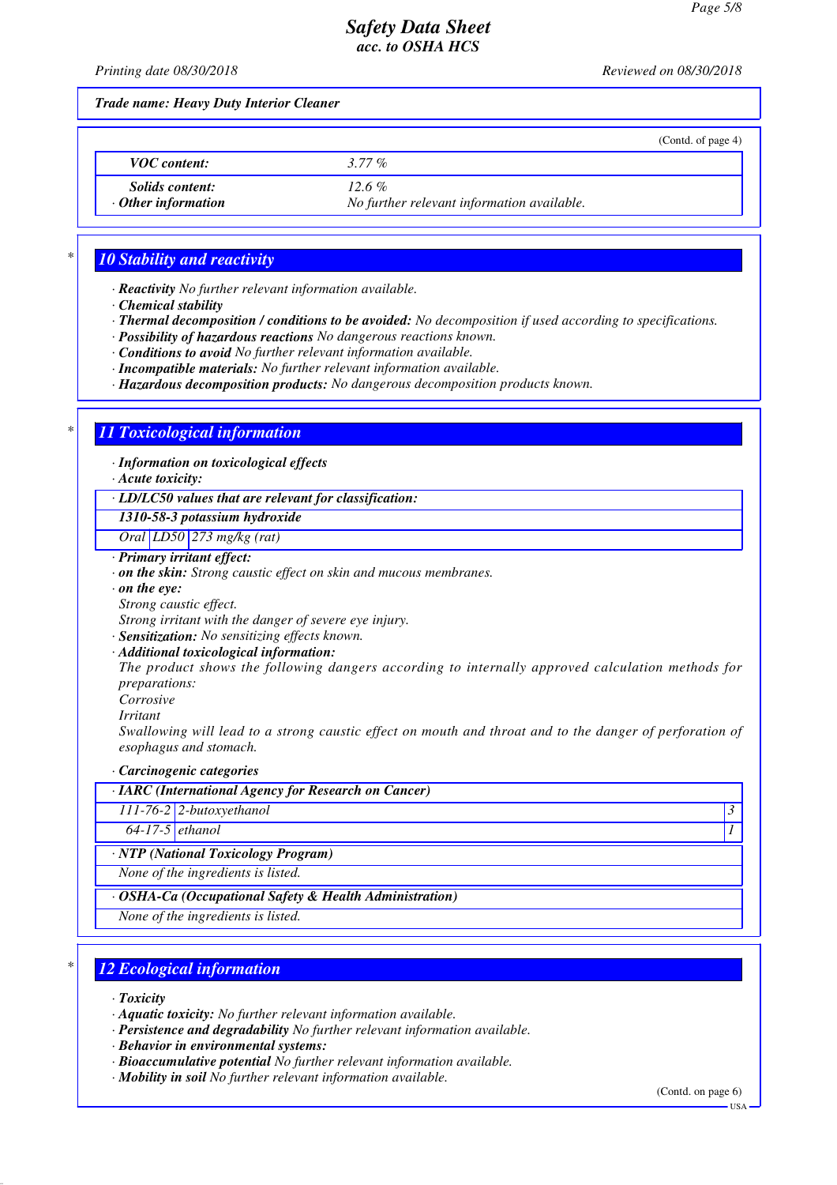**Trade name: Heavy Duty Interior Cleaner**

(Contd. of page 4)

| | |
|---|---|
| **VOC content:** | 3.77 % |
| **Solids content:** | 12.6 % |
| · **Other information** | No further relevant information available. |

## 10 Stability and reactivity

· **Reactivity** No further relevant information available.
· **Chemical stability**
· **Thermal decomposition / conditions to be avoided:** No decomposition if used according to specifications.
· **Possibility of hazardous reactions** No dangerous reactions known.
· **Conditions to avoid** No further relevant information available.
· **Incompatible materials:** No further relevant information available.
· **Hazardous decomposition products:** No dangerous decomposition products known.

## 11 Toxicological information

· **Information on toxicological effects**
· **Acute toxicity:**

| · **LD/LC50 values that are relevant for classification:** | | |
|---|---|---|
| **1310-58-3 potassium hydroxide** | | |
| Oral | LD50 | 273 mg/kg (rat) |

· **Primary irritant effect:**
· **on the skin:** Strong caustic effect on skin and mucous membranes.
· **on the eye:**
Strong caustic effect.
Strong irritant with the danger of severe eye injury.
· **Sensitization:** No sensitizing effects known.
· **Additional toxicological information:**
The product shows the following dangers according to internally approved calculation methods for preparations:
Corrosive
Irritant
Swallowing will lead to a strong caustic effect on mouth and throat and to the danger of perforation of esophagus and stomach.

· **Carcinogenic categories**

| · **IARC (International Agency for Research on Cancer)** | | |
|---|---|---|
| 111-76-2 | 2-butoxyethanol | 3 |
| 64-17-5 | ethanol | 1 |

| · **NTP (National Toxicology Program)** |
|---|
| None of the ingredients is listed. |

| · **OSHA-Ca (Occupational Safety & Health Administration)** |
|---|
| None of the ingredients is listed. |

## 12 Ecological information

· **Toxicity**
· **Aquatic toxicity:** No further relevant information available.
· **Persistence and degradability** No further relevant information available.
· **Behavior in environmental systems:**
· **Bioaccumulative potential** No further relevant information available.
· **Mobility in soil** No further relevant information available.

(Contd. on page 6)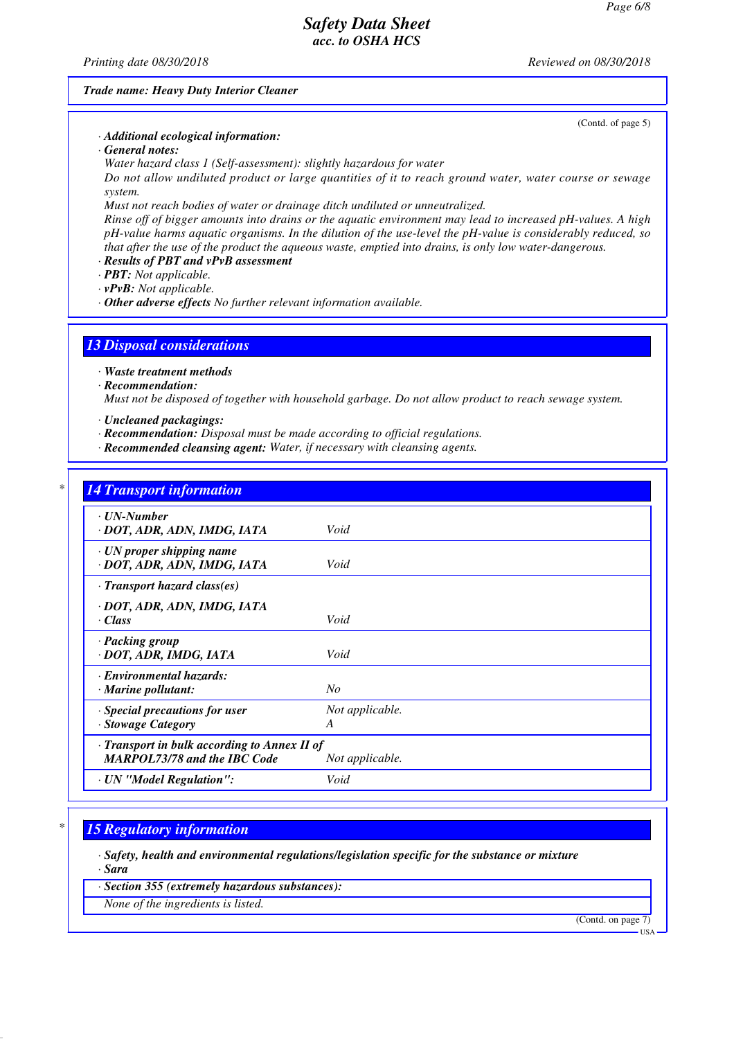**Trade name: Heavy Duty Interior Cleaner**

(Contd. of page 5)

· **Additional ecological information:**
· **General notes:**
Water hazard class 1 (Self-assessment): slightly hazardous for water
Do not allow undiluted product or large quantities of it to reach ground water, water course or sewage system.
Must not reach bodies of water or drainage ditch undiluted or unneutralized.
Rinse off of bigger amounts into drains or the aquatic environment may lead to increased pH-values. A high pH-value harms aquatic organisms. In the dilution of the use-level the pH-value is considerably reduced, so that after the use of the product the aqueous waste, emptied into drains, is only low water-dangerous.
· **Results of PBT and vPvB assessment**
· **PBT:** Not applicable.
· **vPvB:** Not applicable.
· **Other adverse effects** No further relevant information available.

## 13 Disposal considerations

· **Waste treatment methods**
· **Recommendation:**
Must not be disposed of together with household garbage. Do not allow product to reach sewage system.

· **Uncleaned packagings:**
· **Recommendation:** Disposal must be made according to official regulations.
· **Recommended cleansing agent:** Water, if necessary with cleansing agents.

## 14 Transport information

| | |
|---|---|
| · **UN-Number**<br>· **DOT, ADR, ADN, IMDG, IATA** | Void |
| · **UN proper shipping name**<br>· **DOT, ADR, ADN, IMDG, IATA** | Void |
| · **Transport hazard class(es)**<br>· **DOT, ADR, ADN, IMDG, IATA**<br>· **Class** | Void |
| · **Packing group**<br>· **DOT, ADR, IMDG, IATA** | Void |
| · **Environmental hazards:**<br>· **Marine pollutant:** | No |
| · **Special precautions for user**<br>· **Stowage Category** | Not applicable.<br>A |
| · **Transport in bulk according to Annex II of MARPOL73/78 and the IBC Code** | Not applicable. |
| · **UN "Model Regulation":** | Void |

## 15 Regulatory information

· **Safety, health and environmental regulations/legislation specific for the substance or mixture**
· **Sara**

| · **Section 355 (extremely hazardous substances):** |
|---|
| None of the ingredients is listed. |

(Contd. on page 7)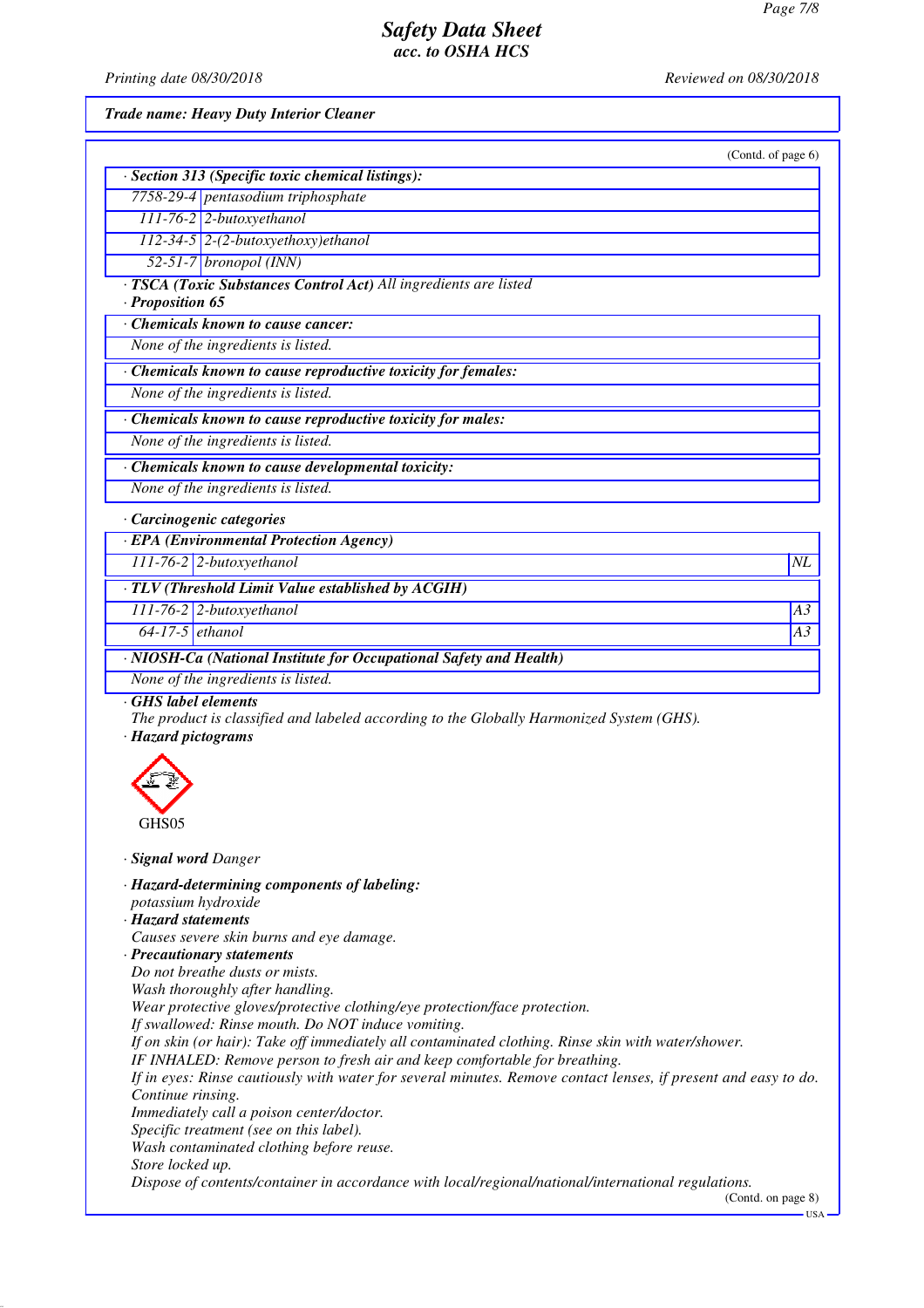(Contd. of page 6)

· **Section 313 (Specific toxic chemical listings):**

| | |
|---|---|
| 7758-29-4 | pentasodium triphosphate |
| 111-76-2 | 2-butoxyethanol |
| 112-34-5 | 2-(2-butoxyethoxy)ethanol |
| 52-51-7 | bronopol (INN) |

· **TSCA (Toxic Substances Control Act)** All ingredients are listed

· **Proposition 65**

· **Chemicals known to cause cancer:**

None of the ingredients is listed.

· **Chemicals known to cause reproductive toxicity for females:**

None of the ingredients is listed.

· **Chemicals known to cause reproductive toxicity for males:**

None of the ingredients is listed.

· **Chemicals known to cause developmental toxicity:**

None of the ingredients is listed.

· **Carcinogenic categories**

· **EPA (Environmental Protection Agency)**

| | | |
|---|---|---|
| 111-76-2 | 2-butoxyethanol | NL |

· **TLV (Threshold Limit Value established by ACGIH)**

| | | |
|---|---|---|
| 111-76-2 | 2-butoxyethanol | A3 |
| 64-17-5 | ethanol | A3 |

· **NIOSH-Ca (National Institute for Occupational Safety and Health)**

None of the ingredients is listed.

· **GHS label elements**

The product is classified and labeled according to the Globally Harmonized System (GHS).

· **Hazard pictograms**

GHS05

· **Signal word** Danger

· **Hazard-determining components of labeling:**

potassium hydroxide

· **Hazard statements**

Causes severe skin burns and eye damage.

· **Precautionary statements**

Do not breathe dusts or mists.
Wash thoroughly after handling.
Wear protective gloves/protective clothing/eye protection/face protection.
If swallowed: Rinse mouth. Do NOT induce vomiting.
If on skin (or hair): Take off immediately all contaminated clothing. Rinse skin with water/shower.
IF INHALED: Remove person to fresh air and keep comfortable for breathing.
If in eyes: Rinse cautiously with water for several minutes. Remove contact lenses, if present and easy to do. Continue rinsing.
Immediately call a poison center/doctor.
Specific treatment (see on this label).
Wash contaminated clothing before reuse.
Store locked up.
Dispose of contents/container in accordance with local/regional/national/international regulations.

(Contd. on page 8)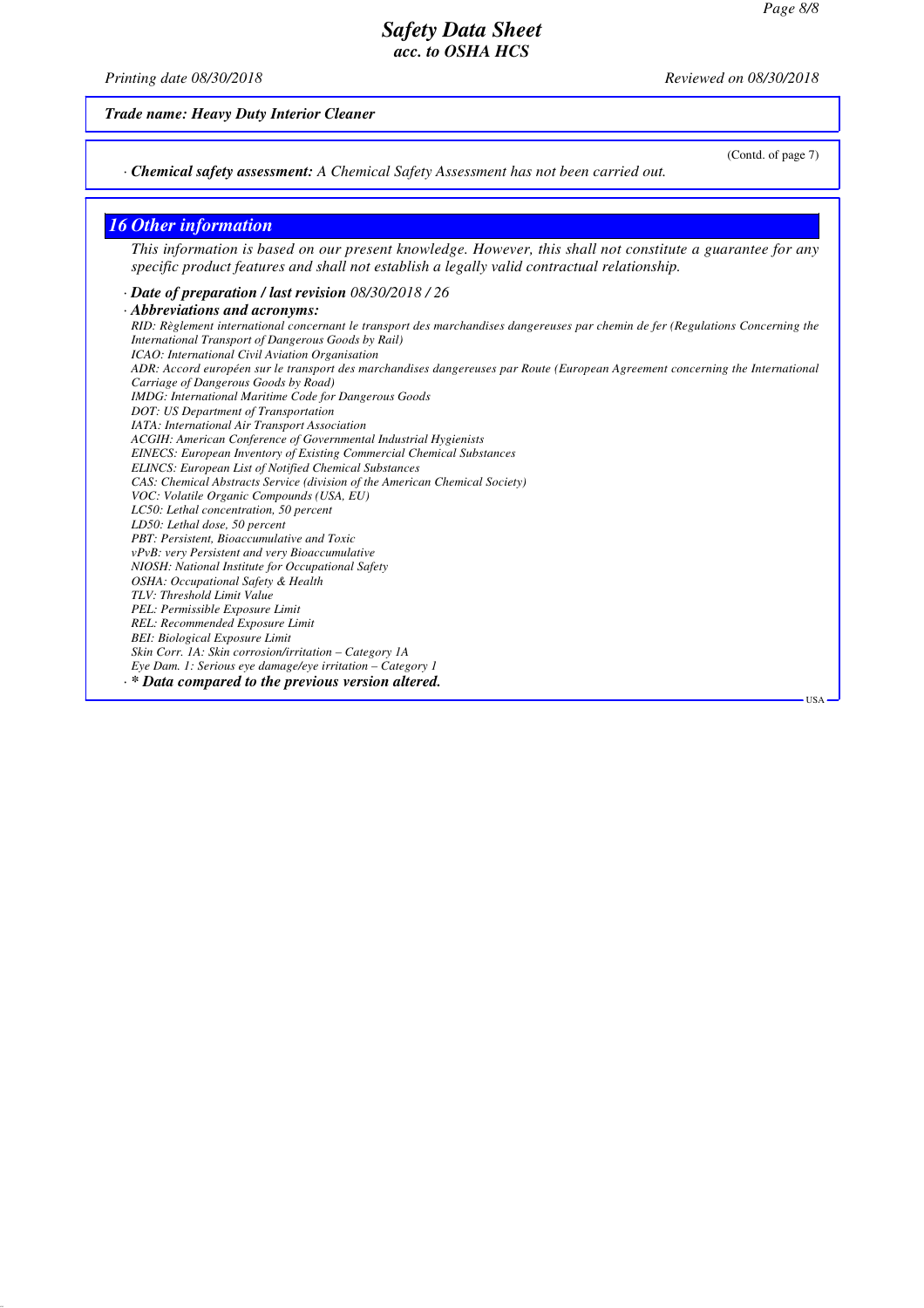*Trade name: Heavy Duty Interior Cleaner*

(Contd. of page 7)

· ***Chemical safety assessment:*** *A Chemical Safety Assessment has not been carried out.*

## *16 Other information*

*This information is based on our present knowledge. However, this shall not constitute a guarantee for any specific product features and shall not establish a legally valid contractual relationship.*

· ***Date of preparation / last revision*** *08/30/2018 / 26*

· ***Abbreviations and acronyms:***

*RID: Règlement international concernant le transport des marchandises dangereuses par chemin de fer (Regulations Concerning the International Transport of Dangerous Goods by Rail)*
*ICAO: International Civil Aviation Organisation*
*ADR: Accord européen sur le transport des marchandises dangereuses par Route (European Agreement concerning the International Carriage of Dangerous Goods by Road)*
*IMDG: International Maritime Code for Dangerous Goods*
*DOT: US Department of Transportation*
*IATA: International Air Transport Association*
*ACGIH: American Conference of Governmental Industrial Hygienists*
*EINECS: European Inventory of Existing Commercial Chemical Substances*
*ELINCS: European List of Notified Chemical Substances*
*CAS: Chemical Abstracts Service (division of the American Chemical Society)*
*VOC: Volatile Organic Compounds (USA, EU)*
*LC50: Lethal concentration, 50 percent*
*LD50: Lethal dose, 50 percent*
*PBT: Persistent, Bioaccumulative and Toxic*
*vPvB: very Persistent and very Bioaccumulative*
*NIOSH: National Institute for Occupational Safety*
*OSHA: Occupational Safety & Health*
*TLV: Threshold Limit Value*
*PEL: Permissible Exposure Limit*
*REL: Recommended Exposure Limit*
*BEI: Biological Exposure Limit*
*Skin Corr. 1A: Skin corrosion/irritation – Category 1A*
*Eye Dam. 1: Serious eye damage/eye irritation – Category 1*

· ***\* Data compared to the previous version altered.***